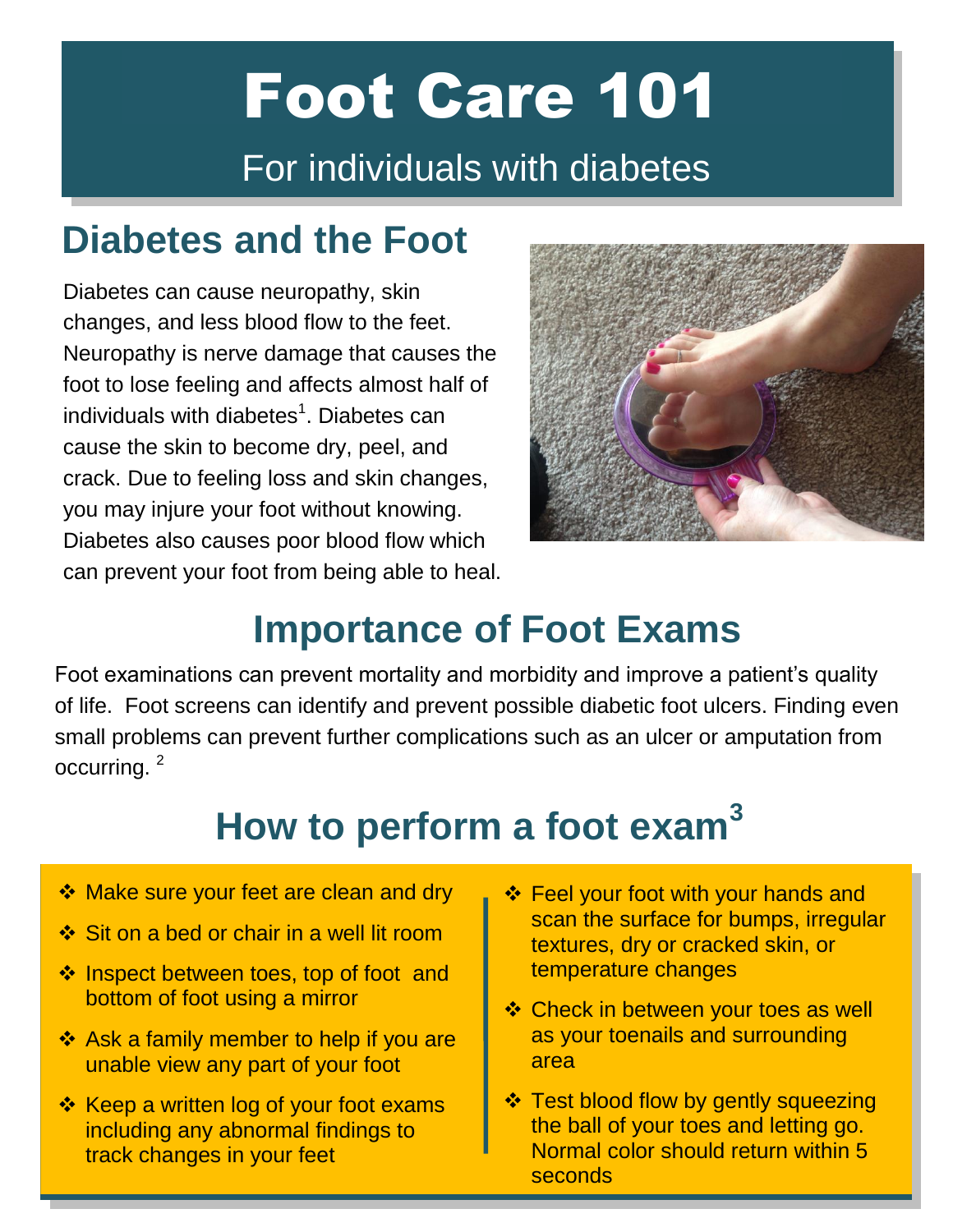# Foot Care 101

For individuals with diabetes

## Diabetes and the Foot

Diabetes can cause neuropathy, skin changes, and less blood flow to the feet. Neuropathy is nerve damage that causes the foot to lose feeling and affects almost half of individuals with diabetes[1]. Diabetes can cause the skin to become dry, peel, and crack. Due to feeling loss and skin changes, you may injure your foot without knowing. Diabetes also causes poor blood flow which can prevent your foot from being able to heal.

## Importance of Foot Exams

Foot examinations can prevent mortality and morbidity and improve a patient's quality of life. Foot screens can identify and prevent possible diabetic foot ulcers. Finding even small problems can prevent further complications such as an ulcer or amputation from occurring. [2]

## How to perform a foot exam[3]

- ❖ Make sure your feet are clean and dry
- ❖ Sit on a bed or chair in a well lit room
- ❖ Inspect between toes, top of foot and bottom of foot using a mirror
- ❖ Ask a family member to help if you are unable view any part of your foot
- ❖ Keep a written log of your foot exams including any abnormal findings to track changes in your feet
- ❖ Feel your foot with your hands and scan the surface for bumps, irregular textures, dry or cracked skin, or temperature changes
- ❖ Check in between your toes as well as your toenails and surrounding area
- ❖ Test blood flow by gently squeezing the ball of your toes and letting go. Normal color should return within 5 seconds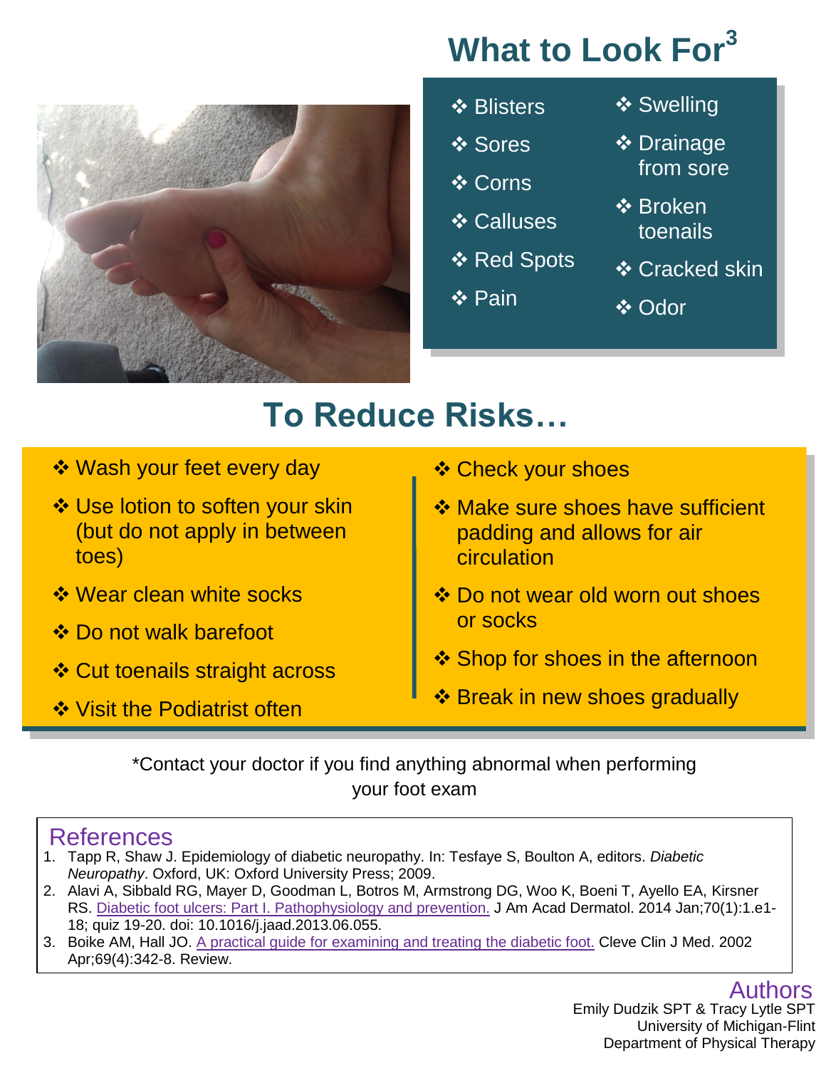## What to Look For[3]

- Blisters
- Sores
- Corns
- Calluses
- Red Spots
- Pain
- Swelling
- Drainage from sore
- Broken toenails
- Cracked skin
- Odor

## To Reduce Risks…

- Wash your feet every day
- Use lotion to soften your skin (but do not apply in between toes)
- Wear clean white socks
- Do not walk barefoot
- Cut toenails straight across
- Visit the Podiatrist often
- Check your shoes
- Make sure shoes have sufficient padding and allows for air circulation
- Do not wear old worn out shoes or socks
- Shop for shoes in the afternoon
- Break in new shoes gradually

*Contact your doctor if you find anything abnormal when performing your foot exam

## References

1. Tapp R, Shaw J. Epidemiology of diabetic neuropathy. In: Tesfaye S, Boulton A, editors. *Diabetic Neuropathy*. Oxford, UK: Oxford University Press; 2009.
2. Alavi A, Sibbald RG, Mayer D, Goodman L, Botros M, Armstrong DG, Woo K, Boeni T, Ayello EA, Kirsner RS. Diabetic foot ulcers: Part I. Pathophysiology and prevention. J Am Acad Dermatol. 2014 Jan;70(1):1.e1-18; quiz 19-20. doi: 10.1016/j.jaad.2013.06.055.
3. Boike AM, Hall JO. A practical guide for examining and treating the diabetic foot. Cleve Clin J Med. 2002 Apr;69(4):342-8. Review.

## Authors

Emily Dudzik SPT & Tracy Lytle SPT
University of Michigan-Flint
Department of Physical Therapy